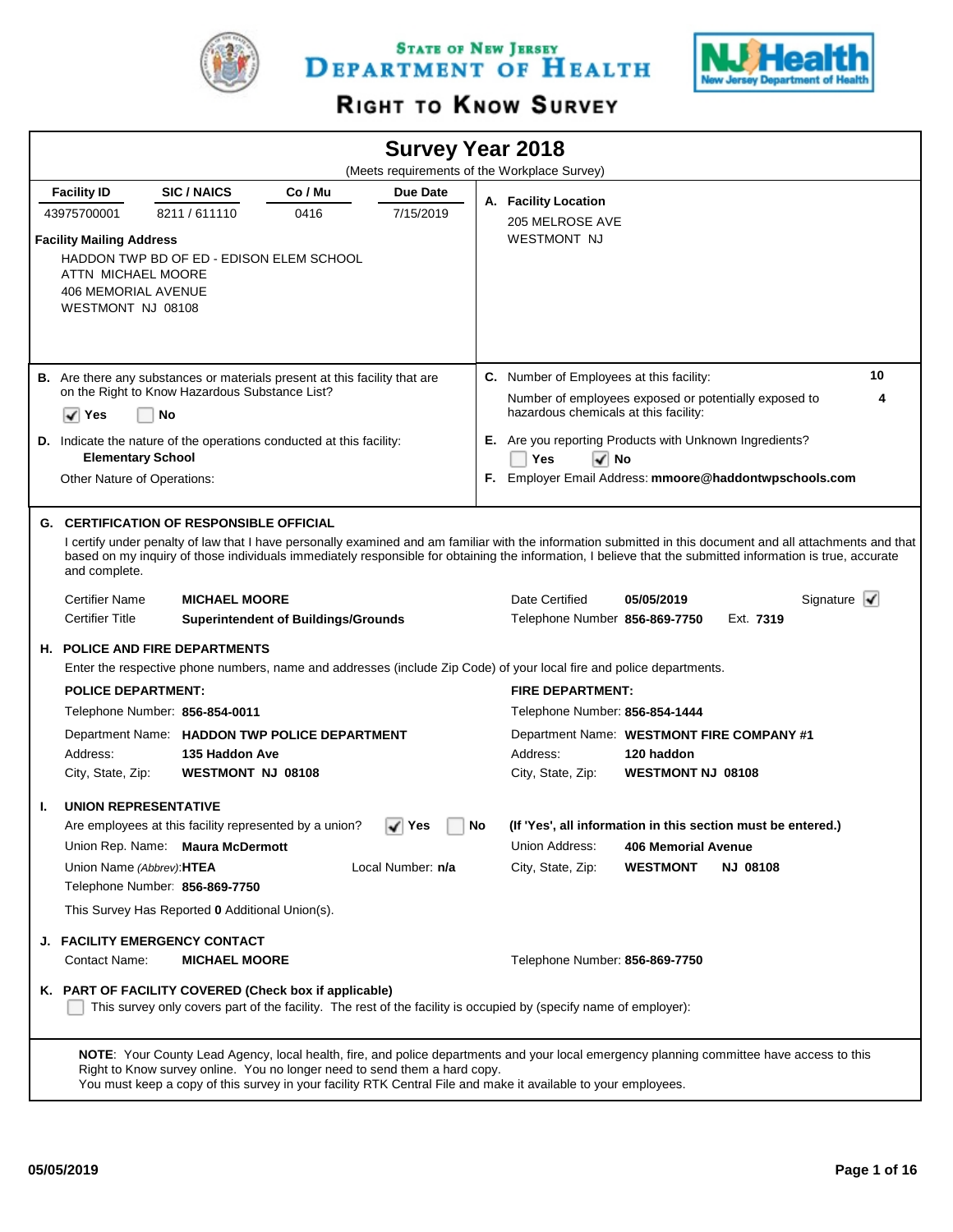# STATE OF NEW JERSEY DEPARTMENT OF HEALTH

## RIGHT TO KNOW SURVEY

## Survey Year 2018

(Meets requirements of the Workplace Survey)

| Facility ID | SIC / NAICS | Co / Mu | Due Date |
|---|---|---|---|
| 43975700001 | 8211 / 611110 | 0416 | 7/15/2019 |

**Facility Mailing Address**

HADDON TWP BD OF ED - EDISON ELEM SCHOOL
ATTN MICHAEL MOORE
406 MEMORIAL AVENUE
WESTMONT NJ 08108

**A. Facility Location**

205 MELROSE AVE
WESTMONT NJ

**B.** Are there any substances or materials present at this facility that are on the Right to Know Hazardous Substance List?

☑ Yes ☐ No

**C.** Number of Employees at this facility: **10**

Number of employees exposed or potentially exposed to hazardous chemicals at this facility: **4**

**D.** Indicate the nature of the operations conducted at this facility:
**Elementary School**

Other Nature of Operations:

**E.** Are you reporting Products with Unknown Ingredients?

☐ Yes ☑ No

**F.** Employer Email Address: **mmoore@haddontwpschools.com**

### G. CERTIFICATION OF RESPONSIBLE OFFICIAL

I certify under penalty of law that I have personally examined and am familiar with the information submitted in this document and all attachments and that based on my inquiry of those individuals immediately responsible for obtaining the information, I believe that the submitted information is true, accurate and complete.

Certifier Name **MICHAEL MOORE**
Certifier Title **Superintendent of Buildings/Grounds**
Date Certified **05/05/2019**
Telephone Number **856-869-7750** Ext. **7319**
Signature ☑

### H. POLICE AND FIRE DEPARTMENTS

Enter the respective phone numbers, name and addresses (include Zip Code) of your local fire and police departments.

**POLICE DEPARTMENT:**

Telephone Number: **856-854-0011**
Department Name: **HADDON TWP POLICE DEPARTMENT**
Address: **135 Haddon Ave**
City, State, Zip: **WESTMONT NJ 08108**

**FIRE DEPARTMENT:**

Telephone Number: **856-854-1444**
Department Name: **WESTMONT FIRE COMPANY #1**
Address: **120 haddon**
City, State, Zip: **WESTMONT NJ 08108**

### I. UNION REPRESENTATIVE

Are employees at this facility represented by a union? ☑ Yes ☐ No

**(If 'Yes', all information in this section must be entered.)**

Union Rep. Name: **Maura McDermott**
Union Name *(Abbrev)*: **HTEA**
Local Number: **n/a**
Telephone Number: **856-869-7750**
Union Address: **406 Memorial Avenue**
City, State, Zip: **WESTMONT NJ 08108**

This Survey Has Reported **0** Additional Union(s).

### J. FACILITY EMERGENCY CONTACT

Contact Name: **MICHAEL MOORE**
Telephone Number: **856-869-7750**

### K. PART OF FACILITY COVERED (Check box if applicable)

☐ This survey only covers part of the facility. The rest of the facility is occupied by (specify name of employer):

**NOTE**: Your County Lead Agency, local health, fire, and police departments and your local emergency planning committee have access to this Right to Know survey online. You no longer need to send them a hard copy.
You must keep a copy of this survey in your facility RTK Central File and make it available to your employees.

05/05/2019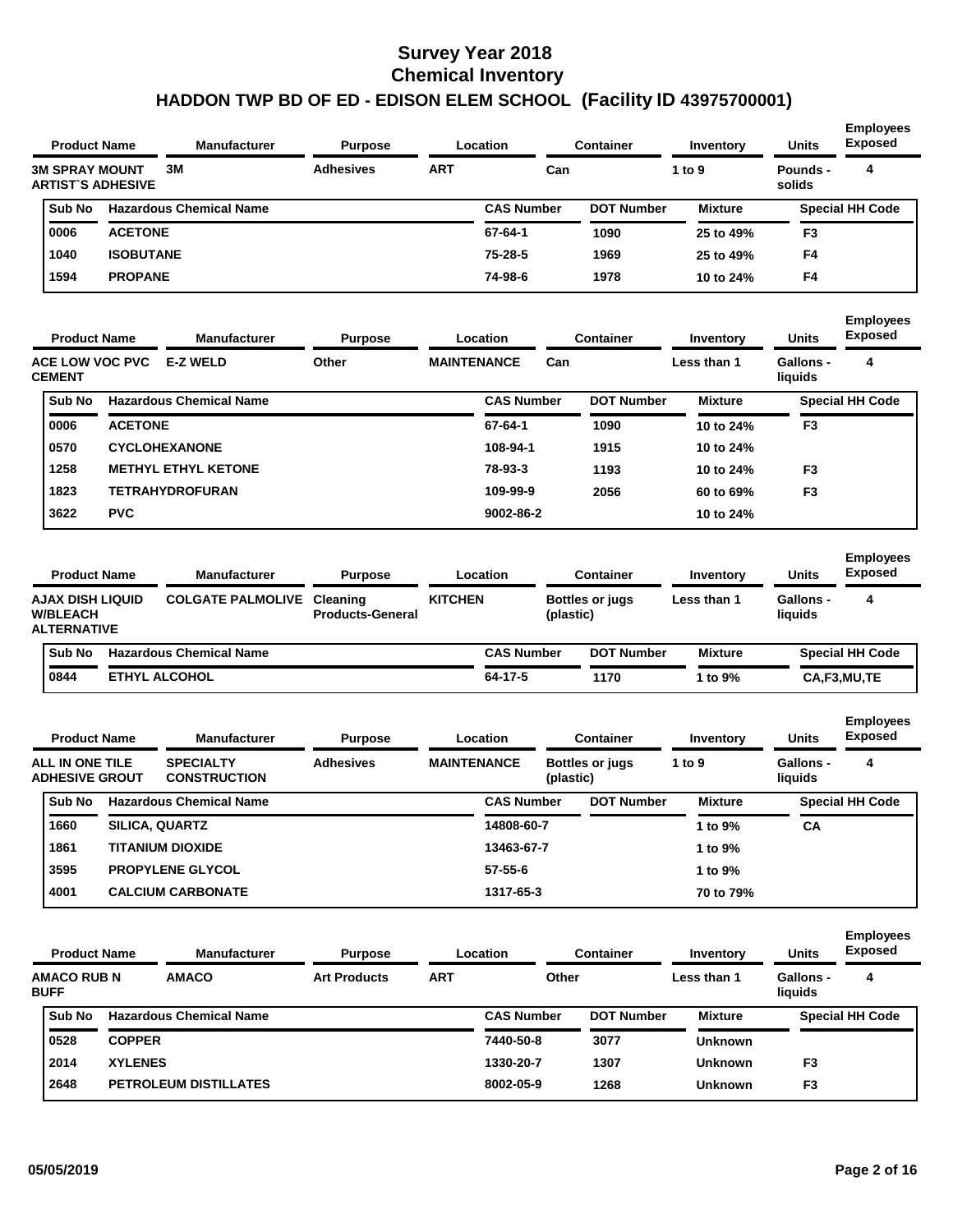# Survey Year 2018
# Chemical Inventory
## HADDON TWP BD OF ED - EDISON ELEM SCHOOL (Facility ID 43975700001)

| Product Name | Manufacturer | Purpose | Location | Container | Inventory | Units | Employees Exposed |
|---|---|---|---|---|---|---|---|
| 3M SPRAY MOUNT ARTIST`S ADHESIVE | 3M | Adhesives | ART | Can | 1 to 9 | Pounds - solids | 4 |

| Sub No | Hazardous Chemical Name | CAS Number | DOT Number | Mixture | Special HH Code |
|---|---|---|---|---|---|
| 0006 | ACETONE | 67-64-1 | 1090 | 25 to 49% | F3 |
| 1040 | ISOBUTANE | 75-28-5 | 1969 | 25 to 49% | F4 |
| 1594 | PROPANE | 74-98-6 | 1978 | 10 to 24% | F4 |

| Product Name | Manufacturer | Purpose | Location | Container | Inventory | Units | Employees Exposed |
|---|---|---|---|---|---|---|---|
| ACE LOW VOC PVC CEMENT | E-Z WELD | Other | MAINTENANCE | Can | Less than 1 | Gallons - liquids | 4 |

| Sub No | Hazardous Chemical Name | CAS Number | DOT Number | Mixture | Special HH Code |
|---|---|---|---|---|---|
| 0006 | ACETONE | 67-64-1 | 1090 | 10 to 24% | F3 |
| 0570 | CYCLOHEXANONE | 108-94-1 | 1915 | 10 to 24% | |
| 1258 | METHYL ETHYL KETONE | 78-93-3 | 1193 | 10 to 24% | F3 |
| 1823 | TETRAHYDROFURAN | 109-99-9 | 2056 | 60 to 69% | F3 |
| 3622 | PVC | 9002-86-2 | | 10 to 24% | |

| Product Name | Manufacturer | Purpose | Location | Container | Inventory | Units | Employees Exposed |
|---|---|---|---|---|---|---|---|
| AJAX DISH LIQUID W/BLEACH ALTERNATIVE | COLGATE PALMOLIVE | Cleaning Products-General | KITCHEN | Bottles or jugs (plastic) | Less than 1 | Gallons - liquids | 4 |

| Sub No | Hazardous Chemical Name | CAS Number | DOT Number | Mixture | Special HH Code |
|---|---|---|---|---|---|
| 0844 | ETHYL ALCOHOL | 64-17-5 | 1170 | 1 to 9% | CA,F3,MU,TE |

| Product Name | Manufacturer | Purpose | Location | Container | Inventory | Units | Employees Exposed |
|---|---|---|---|---|---|---|---|
| ALL IN ONE TILE ADHESIVE GROUT | SPECIALTY CONSTRUCTION | Adhesives | MAINTENANCE | Bottles or jugs (plastic) | 1 to 9 | Gallons - liquids | 4 |

| Sub No | Hazardous Chemical Name | CAS Number | DOT Number | Mixture | Special HH Code |
|---|---|---|---|---|---|
| 1660 | SILICA, QUARTZ | 14808-60-7 | | 1 to 9% | CA |
| 1861 | TITANIUM DIOXIDE | 13463-67-7 | | 1 to 9% | |
| 3595 | PROPYLENE GLYCOL | 57-55-6 | | 1 to 9% | |
| 4001 | CALCIUM CARBONATE | 1317-65-3 | | 70 to 79% | |

| Product Name | Manufacturer | Purpose | Location | Container | Inventory | Units | Employees Exposed |
|---|---|---|---|---|---|---|---|
| AMACO RUB N BUFF | AMACO | Art Products | ART | Other | Less than 1 | Gallons - liquids | 4 |

| Sub No | Hazardous Chemical Name | CAS Number | DOT Number | Mixture | Special HH Code |
|---|---|---|---|---|---|
| 0528 | COPPER | 7440-50-8 | 3077 | Unknown | |
| 2014 | XYLENES | 1330-20-7 | 1307 | Unknown | F3 |
| 2648 | PETROLEUM DISTILLATES | 8002-05-9 | 1268 | Unknown | F3 |

05/05/2019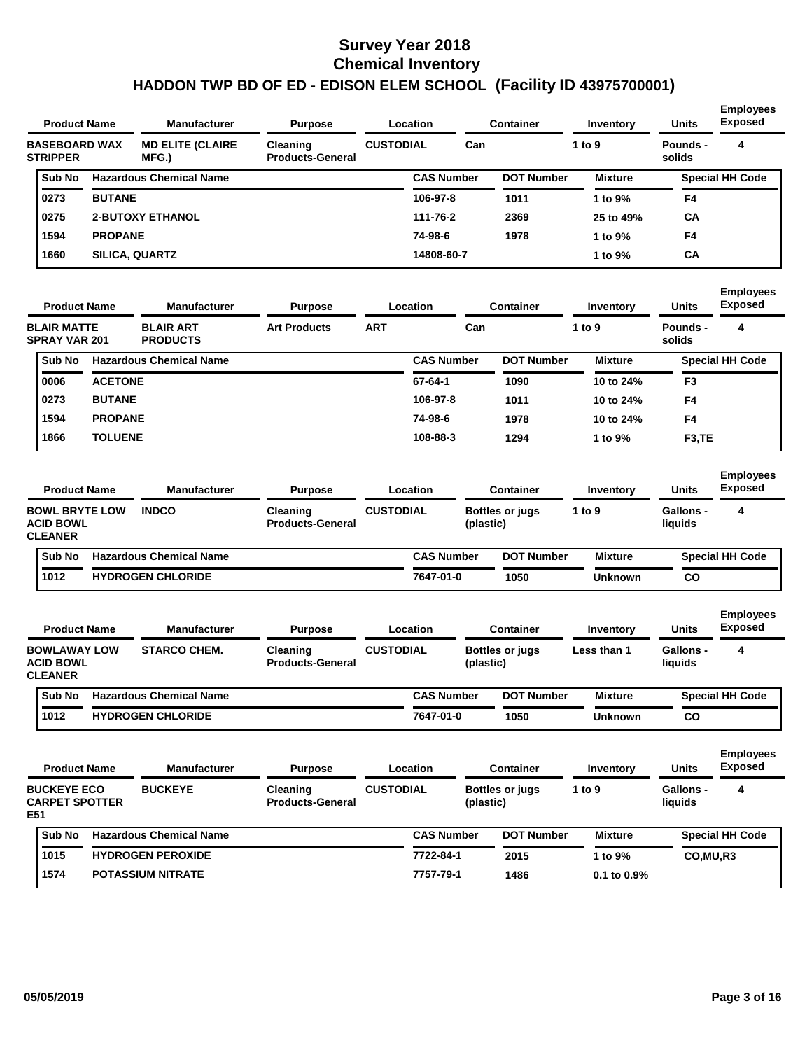# Survey Year 2018
## Chemical Inventory
## HADDON TWP BD OF ED - EDISON ELEM SCHOOL (Facility ID 43975700001)

| Product Name | Manufacturer | Purpose | Location | Container | Inventory | Units | Employees Exposed |
|---|---|---|---|---|---|---|---|
| BASEBOARD WAX STRIPPER | MD ELITE (CLAIRE MFG.) | Cleaning Products-General | CUSTODIAL | Can | 1 to 9 | Pounds - solids | 4 |

| Sub No | Hazardous Chemical Name | CAS Number | DOT Number | Mixture | Special HH Code |
|---|---|---|---|---|---|
| 0273 | BUTANE | 106-97-8 | 1011 | 1 to 9% | F4 |
| 0275 | 2-BUTOXY ETHANOL | 111-76-2 | 2369 | 25 to 49% | CA |
| 1594 | PROPANE | 74-98-6 | 1978 | 1 to 9% | F4 |
| 1660 | SILICA, QUARTZ | 14808-60-7 | | 1 to 9% | CA |

| Product Name | Manufacturer | Purpose | Location | Container | Inventory | Units | Employees Exposed |
|---|---|---|---|---|---|---|---|
| BLAIR MATTE SPRAY VAR 201 | BLAIR ART PRODUCTS | Art Products | ART | Can | 1 to 9 | Pounds - solids | 4 |

| Sub No | Hazardous Chemical Name | CAS Number | DOT Number | Mixture | Special HH Code |
|---|---|---|---|---|---|
| 0006 | ACETONE | 67-64-1 | 1090 | 10 to 24% | F3 |
| 0273 | BUTANE | 106-97-8 | 1011 | 10 to 24% | F4 |
| 1594 | PROPANE | 74-98-6 | 1978 | 10 to 24% | F4 |
| 1866 | TOLUENE | 108-88-3 | 1294 | 1 to 9% | F3,TE |

| Product Name | Manufacturer | Purpose | Location | Container | Inventory | Units | Employees Exposed |
|---|---|---|---|---|---|---|---|
| BOWL BRYTE LOW ACID BOWL CLEANER | INDCO | Cleaning Products-General | CUSTODIAL | Bottles or jugs (plastic) | 1 to 9 | Gallons - liquids | 4 |

| Sub No | Hazardous Chemical Name | CAS Number | DOT Number | Mixture | Special HH Code |
|---|---|---|---|---|---|
| 1012 | HYDROGEN CHLORIDE | 7647-01-0 | 1050 | Unknown | CO |

| Product Name | Manufacturer | Purpose | Location | Container | Inventory | Units | Employees Exposed |
|---|---|---|---|---|---|---|---|
| BOWLAWAY LOW ACID BOWL CLEANER | STARCO CHEM. | Cleaning Products-General | CUSTODIAL | Bottles or jugs (plastic) | Less than 1 | Gallons - liquids | 4 |

| Sub No | Hazardous Chemical Name | CAS Number | DOT Number | Mixture | Special HH Code |
|---|---|---|---|---|---|
| 1012 | HYDROGEN CHLORIDE | 7647-01-0 | 1050 | Unknown | CO |

| Product Name | Manufacturer | Purpose | Location | Container | Inventory | Units | Employees Exposed |
|---|---|---|---|---|---|---|---|
| BUCKEYE ECO CARPET SPOTTER E51 | BUCKEYE | Cleaning Products-General | CUSTODIAL | Bottles or jugs (plastic) | 1 to 9 | Gallons - liquids | 4 |

| Sub No | Hazardous Chemical Name | CAS Number | DOT Number | Mixture | Special HH Code |
|---|---|---|---|---|---|
| 1015 | HYDROGEN PEROXIDE | 7722-84-1 | 2015 | 1 to 9% | CO,MU,R3 |
| 1574 | POTASSIUM NITRATE | 7757-79-1 | 1486 | 0.1 to 0.9% | |

05/05/2019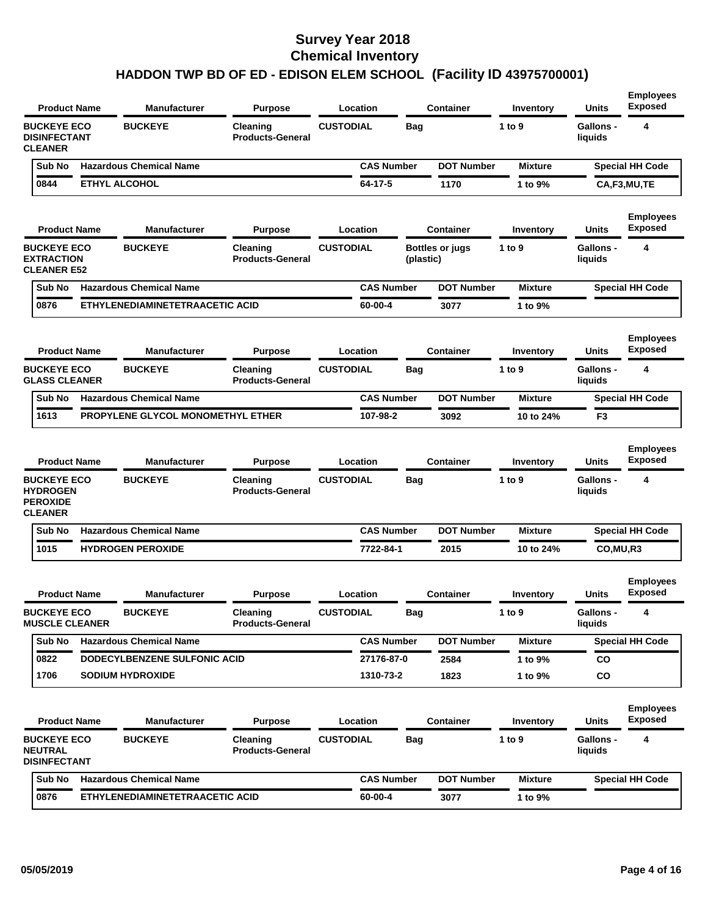# Survey Year 2018
# Chemical Inventory
# HADDON TWP BD OF ED - EDISON ELEM SCHOOL (Facility ID 43975700001)

| Product Name | Manufacturer | Purpose | Location | Container | Inventory | Units | Employees Exposed |
|---|---|---|---|---|---|---|---|
| BUCKEYE ECO DISINFECTANT CLEANER | BUCKEYE | Cleaning Products-General | CUSTODIAL | Bag | 1 to 9 | Gallons - liquids | 4 |

| Sub No | Hazardous Chemical Name | CAS Number | DOT Number | Mixture | Special HH Code |
|---|---|---|---|---|---|
| 0844 | ETHYL ALCOHOL | 64-17-5 | 1170 | 1 to 9% | CA,F3,MU,TE |

| Product Name | Manufacturer | Purpose | Location | Container | Inventory | Units | Employees Exposed |
|---|---|---|---|---|---|---|---|
| BUCKEYE ECO EXTRACTION CLEANER E52 | BUCKEYE | Cleaning Products-General | CUSTODIAL | Bottles or jugs (plastic) | 1 to 9 | Gallons - liquids | 4 |

| Sub No | Hazardous Chemical Name | CAS Number | DOT Number | Mixture | Special HH Code |
|---|---|---|---|---|---|
| 0876 | ETHYLENEDIAMINETETRAACETIC ACID | 60-00-4 | 3077 | 1 to 9% | |

| Product Name | Manufacturer | Purpose | Location | Container | Inventory | Units | Employees Exposed |
|---|---|---|---|---|---|---|---|
| BUCKEYE ECO GLASS CLEANER | BUCKEYE | Cleaning Products-General | CUSTODIAL | Bag | 1 to 9 | Gallons - liquids | 4 |

| Sub No | Hazardous Chemical Name | CAS Number | DOT Number | Mixture | Special HH Code |
|---|---|---|---|---|---|
| 1613 | PROPYLENE GLYCOL MONOMETHYL ETHER | 107-98-2 | 3092 | 10 to 24% | F3 |

| Product Name | Manufacturer | Purpose | Location | Container | Inventory | Units | Employees Exposed |
|---|---|---|---|---|---|---|---|
| BUCKEYE ECO HYDROGEN PEROXIDE CLEANER | BUCKEYE | Cleaning Products-General | CUSTODIAL | Bag | 1 to 9 | Gallons - liquids | 4 |

| Sub No | Hazardous Chemical Name | CAS Number | DOT Number | Mixture | Special HH Code |
|---|---|---|---|---|---|
| 1015 | HYDROGEN PEROXIDE | 7722-84-1 | 2015 | 10 to 24% | CO,MU,R3 |

| Product Name | Manufacturer | Purpose | Location | Container | Inventory | Units | Employees Exposed |
|---|---|---|---|---|---|---|---|
| BUCKEYE ECO MUSCLE CLEANER | BUCKEYE | Cleaning Products-General | CUSTODIAL | Bag | 1 to 9 | Gallons - liquids | 4 |

| Sub No | Hazardous Chemical Name | CAS Number | DOT Number | Mixture | Special HH Code |
|---|---|---|---|---|---|
| 0822 | DODECYLBENZENE SULFONIC ACID | 27176-87-0 | 2584 | 1 to 9% | CO |
| 1706 | SODIUM HYDROXIDE | 1310-73-2 | 1823 | 1 to 9% | CO |

| Product Name | Manufacturer | Purpose | Location | Container | Inventory | Units | Employees Exposed |
|---|---|---|---|---|---|---|---|
| BUCKEYE ECO NEUTRAL DISINFECTANT | BUCKEYE | Cleaning Products-General | CUSTODIAL | Bag | 1 to 9 | Gallons - liquids | 4 |

| Sub No | Hazardous Chemical Name | CAS Number | DOT Number | Mixture | Special HH Code |
|---|---|---|---|---|---|
| 0876 | ETHYLENEDIAMINETETRAACETIC ACID | 60-00-4 | 3077 | 1 to 9% | |

05/05/2019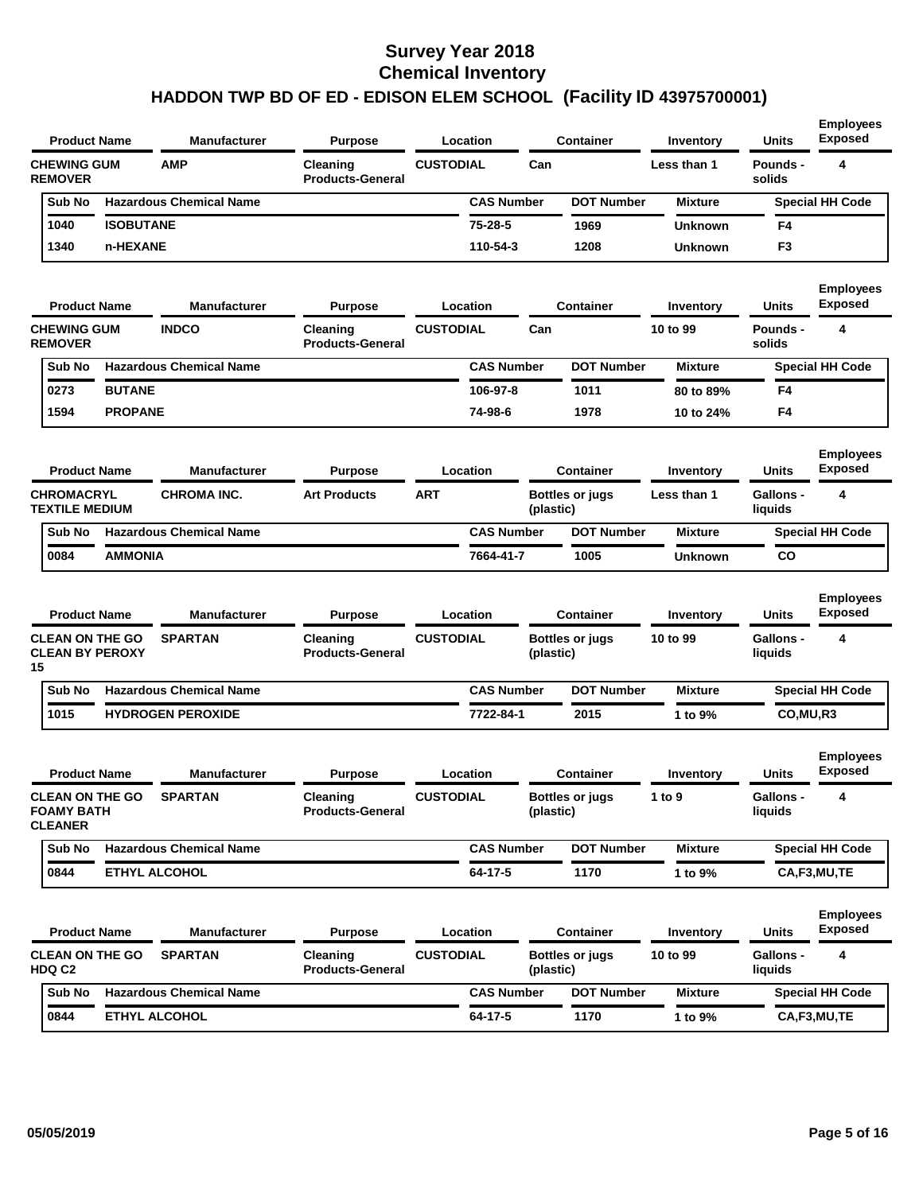# Survey Year 2018
# Chemical Inventory
# HADDON TWP BD OF ED - EDISON ELEM SCHOOL (Facility ID 43975700001)

| Product Name | Manufacturer | Purpose | Location | Container | Inventory | Units | Employees Exposed |
|---|---|---|---|---|---|---|---|
| CHEWING GUM REMOVER | AMP | Cleaning Products-General | CUSTODIAL | Can | Less than 1 | Pounds - solids | 4 |

| Sub No | Hazardous Chemical Name | CAS Number | DOT Number | Mixture | Special HH Code |
|---|---|---|---|---|---|
| 1040 | ISOBUTANE | 75-28-5 | 1969 | Unknown | F4 |
| 1340 | n-HEXANE | 110-54-3 | 1208 | Unknown | F3 |

| Product Name | Manufacturer | Purpose | Location | Container | Inventory | Units | Employees Exposed |
|---|---|---|---|---|---|---|---|
| CHEWING GUM REMOVER | INDCO | Cleaning Products-General | CUSTODIAL | Can | 10 to 99 | Pounds - solids | 4 |

| Sub No | Hazardous Chemical Name | CAS Number | DOT Number | Mixture | Special HH Code |
|---|---|---|---|---|---|
| 0273 | BUTANE | 106-97-8 | 1011 | 80 to 89% | F4 |
| 1594 | PROPANE | 74-98-6 | 1978 | 10 to 24% | F4 |

| Product Name | Manufacturer | Purpose | Location | Container | Inventory | Units | Employees Exposed |
|---|---|---|---|---|---|---|---|
| CHROMACRYL TEXTILE MEDIUM | CHROMA INC. | Art Products | ART | Bottles or jugs (plastic) | Less than 1 | Gallons - liquids | 4 |

| Sub No | Hazardous Chemical Name | CAS Number | DOT Number | Mixture | Special HH Code |
|---|---|---|---|---|---|
| 0084 | AMMONIA | 7664-41-7 | 1005 | Unknown | CO |

| Product Name | Manufacturer | Purpose | Location | Container | Inventory | Units | Employees Exposed |
|---|---|---|---|---|---|---|---|
| CLEAN ON THE GO CLEAN BY PEROXY 15 | SPARTAN | Cleaning Products-General | CUSTODIAL | Bottles or jugs (plastic) | 10 to 99 | Gallons - liquids | 4 |

| Sub No | Hazardous Chemical Name | CAS Number | DOT Number | Mixture | Special HH Code |
|---|---|---|---|---|---|
| 1015 | HYDROGEN PEROXIDE | 7722-84-1 | 2015 | 1 to 9% | CO,MU,R3 |

| Product Name | Manufacturer | Purpose | Location | Container | Inventory | Units | Employees Exposed |
|---|---|---|---|---|---|---|---|
| CLEAN ON THE GO FOAMY BATH CLEANER | SPARTAN | Cleaning Products-General | CUSTODIAL | Bottles or jugs (plastic) | 1 to 9 | Gallons - liquids | 4 |

| Sub No | Hazardous Chemical Name | CAS Number | DOT Number | Mixture | Special HH Code |
|---|---|---|---|---|---|
| 0844 | ETHYL ALCOHOL | 64-17-5 | 1170 | 1 to 9% | CA,F3,MU,TE |

| Product Name | Manufacturer | Purpose | Location | Container | Inventory | Units | Employees Exposed |
|---|---|---|---|---|---|---|---|
| CLEAN ON THE GO HDQ C2 | SPARTAN | Cleaning Products-General | CUSTODIAL | Bottles or jugs (plastic) | 10 to 99 | Gallons - liquids | 4 |

| Sub No | Hazardous Chemical Name | CAS Number | DOT Number | Mixture | Special HH Code |
|---|---|---|---|---|---|
| 0844 | ETHYL ALCOHOL | 64-17-5 | 1170 | 1 to 9% | CA,F3,MU,TE |

05/05/2019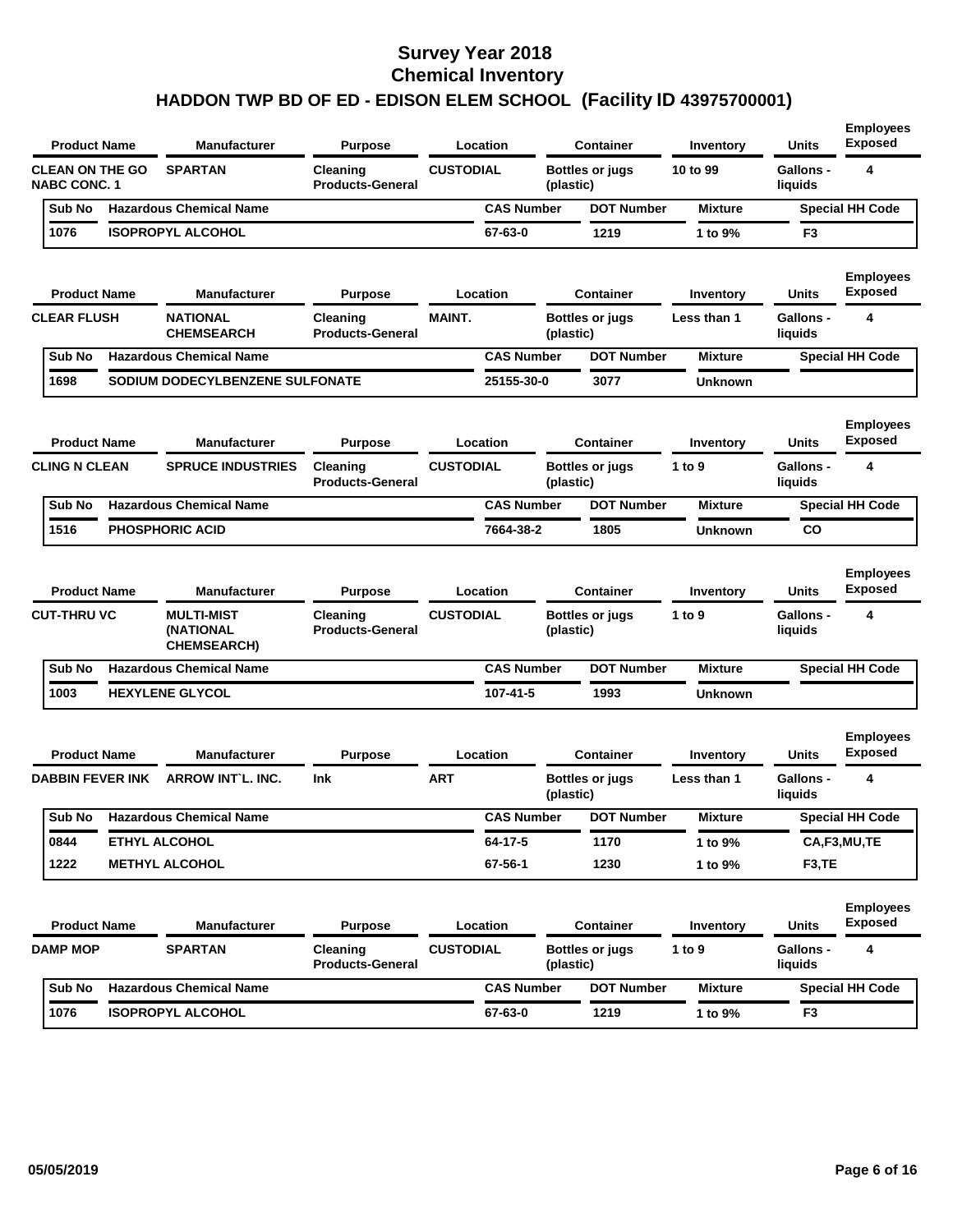# Survey Year 2018
# Chemical Inventory
## HADDON TWP BD OF ED - EDISON ELEM SCHOOL (Facility ID 43975700001)

| Product Name | Manufacturer | Purpose | Location | Container | Inventory | Units | Employees Exposed |
|---|---|---|---|---|---|---|---|
| CLEAN ON THE GO NABC CONC. 1 | SPARTAN | Cleaning Products-General | CUSTODIAL | Bottles or jugs (plastic) | 10 to 99 | Gallons - liquids | 4 |

| Sub No | Hazardous Chemical Name | CAS Number | DOT Number | Mixture | Special HH Code |
|---|---|---|---|---|---|
| 1076 | ISOPROPYL ALCOHOL | 67-63-0 | 1219 | 1 to 9% | F3 |

| Product Name | Manufacturer | Purpose | Location | Container | Inventory | Units | Employees Exposed |
|---|---|---|---|---|---|---|---|
| CLEAR FLUSH | NATIONAL CHEMSEARCH | Cleaning Products-General | MAINT. | Bottles or jugs (plastic) | Less than 1 | Gallons - liquids | 4 |

| Sub No | Hazardous Chemical Name | CAS Number | DOT Number | Mixture | Special HH Code |
|---|---|---|---|---|---|
| 1698 | SODIUM DODECYLBENZENE SULFONATE | 25155-30-0 | 3077 | Unknown | |

| Product Name | Manufacturer | Purpose | Location | Container | Inventory | Units | Employees Exposed |
|---|---|---|---|---|---|---|---|
| CLING N CLEAN | SPRUCE INDUSTRIES | Cleaning Products-General | CUSTODIAL | Bottles or jugs (plastic) | 1 to 9 | Gallons - liquids | 4 |

| Sub No | Hazardous Chemical Name | CAS Number | DOT Number | Mixture | Special HH Code |
|---|---|---|---|---|---|
| 1516 | PHOSPHORIC ACID | 7664-38-2 | 1805 | Unknown | CO |

| Product Name | Manufacturer | Purpose | Location | Container | Inventory | Units | Employees Exposed |
|---|---|---|---|---|---|---|---|
| CUT-THRU VC | MULTI-MIST (NATIONAL CHEMSEARCH) | Cleaning Products-General | CUSTODIAL | Bottles or jugs (plastic) | 1 to 9 | Gallons - liquids | 4 |

| Sub No | Hazardous Chemical Name | CAS Number | DOT Number | Mixture | Special HH Code |
|---|---|---|---|---|---|
| 1003 | HEXYLENE GLYCOL | 107-41-5 | 1993 | Unknown | |

| Product Name | Manufacturer | Purpose | Location | Container | Inventory | Units | Employees Exposed |
|---|---|---|---|---|---|---|---|
| DABBIN FEVER INK | ARROW INT`L. INC. | Ink | ART | Bottles or jugs (plastic) | Less than 1 | Gallons - liquids | 4 |

| Sub No | Hazardous Chemical Name | CAS Number | DOT Number | Mixture | Special HH Code |
|---|---|---|---|---|---|
| 0844 | ETHYL ALCOHOL | 64-17-5 | 1170 | 1 to 9% | CA,F3,MU,TE |
| 1222 | METHYL ALCOHOL | 67-56-1 | 1230 | 1 to 9% | F3,TE |

| Product Name | Manufacturer | Purpose | Location | Container | Inventory | Units | Employees Exposed |
|---|---|---|---|---|---|---|---|
| DAMP MOP | SPARTAN | Cleaning Products-General | CUSTODIAL | Bottles or jugs (plastic) | 1 to 9 | Gallons - liquids | 4 |

| Sub No | Hazardous Chemical Name | CAS Number | DOT Number | Mixture | Special HH Code |
|---|---|---|---|---|---|
| 1076 | ISOPROPYL ALCOHOL | 67-63-0 | 1219 | 1 to 9% | F3 |

05/05/2019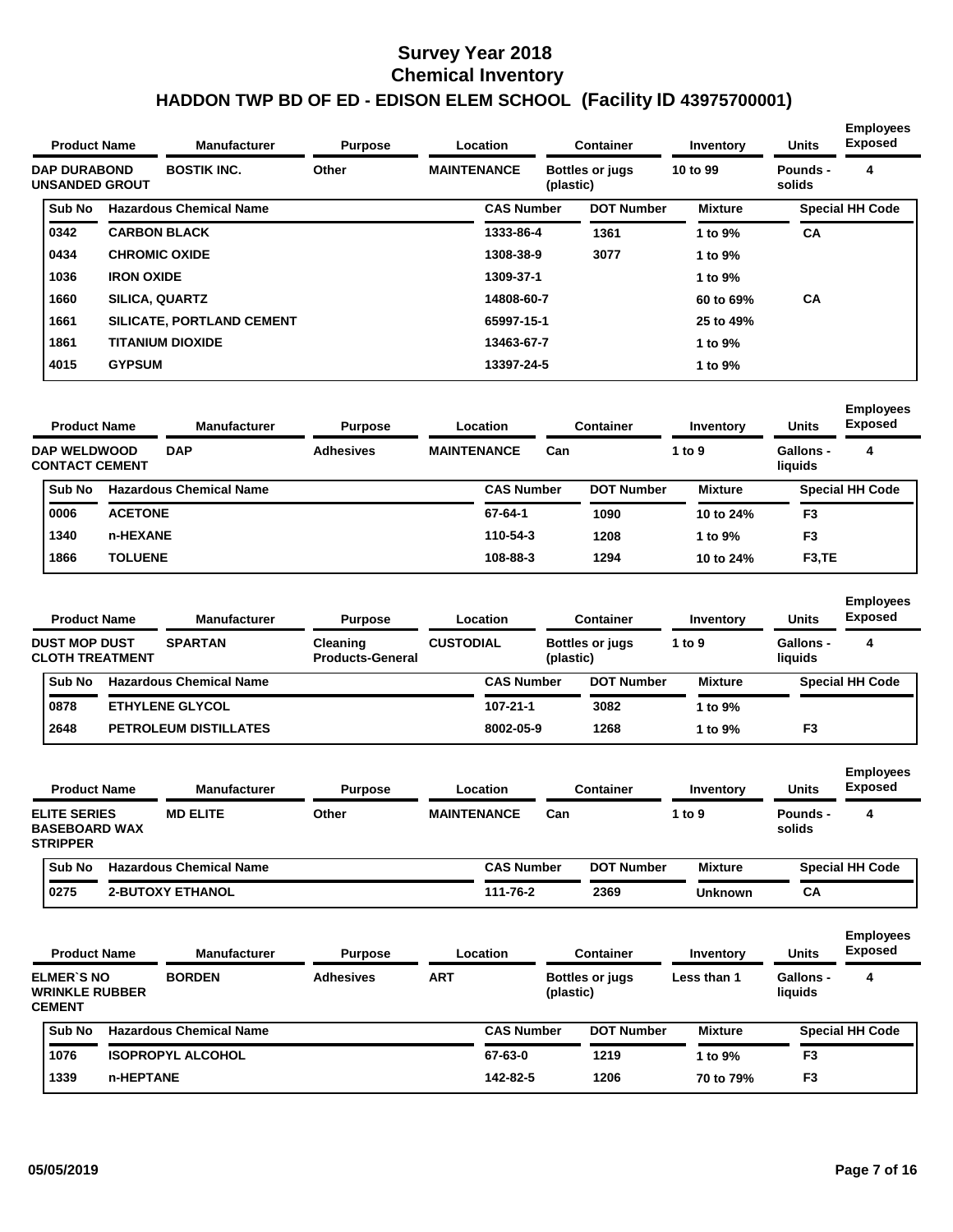# Survey Year 2018
# Chemical Inventory
# HADDON TWP BD OF ED - EDISON ELEM SCHOOL (Facility ID 43975700001)

| Product Name | Manufacturer | Purpose | Location | Container | Inventory | Units | Employees Exposed |
|---|---|---|---|---|---|---|---|
| DAP DURABOND UNSANDED GROUT | BOSTIK INC. | Other | MAINTENANCE | Bottles or jugs (plastic) | 10 to 99 | Pounds - solids | 4 |

| Sub No | Hazardous Chemical Name | CAS Number | DOT Number | Mixture | Special HH Code |
|---|---|---|---|---|---|
| 0342 | CARBON BLACK | 1333-86-4 | 1361 | 1 to 9% | CA |
| 0434 | CHROMIC OXIDE | 1308-38-9 | 3077 | 1 to 9% | |
| 1036 | IRON OXIDE | 1309-37-1 | | 1 to 9% | |
| 1660 | SILICA, QUARTZ | 14808-60-7 | | 60 to 69% | CA |
| 1661 | SILICATE, PORTLAND CEMENT | 65997-15-1 | | 25 to 49% | |
| 1861 | TITANIUM DIOXIDE | 13463-67-7 | | 1 to 9% | |
| 4015 | GYPSUM | 13397-24-5 | | 1 to 9% | |

| Product Name | Manufacturer | Purpose | Location | Container | Inventory | Units | Employees Exposed |
|---|---|---|---|---|---|---|---|
| DAP WELDWOOD CONTACT CEMENT | DAP | Adhesives | MAINTENANCE | Can | 1 to 9 | Gallons - liquids | 4 |

| Sub No | Hazardous Chemical Name | CAS Number | DOT Number | Mixture | Special HH Code |
|---|---|---|---|---|---|
| 0006 | ACETONE | 67-64-1 | 1090 | 10 to 24% | F3 |
| 1340 | n-HEXANE | 110-54-3 | 1208 | 1 to 9% | F3 |
| 1866 | TOLUENE | 108-88-3 | 1294 | 10 to 24% | F3,TE |

| Product Name | Manufacturer | Purpose | Location | Container | Inventory | Units | Employees Exposed |
|---|---|---|---|---|---|---|---|
| DUST MOP DUST CLOTH TREATMENT | SPARTAN | Cleaning Products-General | CUSTODIAL | Bottles or jugs (plastic) | 1 to 9 | Gallons - liquids | 4 |

| Sub No | Hazardous Chemical Name | CAS Number | DOT Number | Mixture | Special HH Code |
|---|---|---|---|---|---|
| 0878 | ETHYLENE GLYCOL | 107-21-1 | 3082 | 1 to 9% | |
| 2648 | PETROLEUM DISTILLATES | 8002-05-9 | 1268 | 1 to 9% | F3 |

| Product Name | Manufacturer | Purpose | Location | Container | Inventory | Units | Employees Exposed |
|---|---|---|---|---|---|---|---|
| ELITE SERIES BASEBOARD WAX STRIPPER | MD ELITE | Other | MAINTENANCE | Can | 1 to 9 | Pounds - solids | 4 |

| Sub No | Hazardous Chemical Name | CAS Number | DOT Number | Mixture | Special HH Code |
|---|---|---|---|---|---|
| 0275 | 2-BUTOXY ETHANOL | 111-76-2 | 2369 | Unknown | CA |

| Product Name | Manufacturer | Purpose | Location | Container | Inventory | Units | Employees Exposed |
|---|---|---|---|---|---|---|---|
| ELMER`S NO WRINKLE RUBBER CEMENT | BORDEN | Adhesives | ART | Bottles or jugs (plastic) | Less than 1 | Gallons - liquids | 4 |

| Sub No | Hazardous Chemical Name | CAS Number | DOT Number | Mixture | Special HH Code |
|---|---|---|---|---|---|
| 1076 | ISOPROPYL ALCOHOL | 67-63-0 | 1219 | 1 to 9% | F3 |
| 1339 | n-HEPTANE | 142-82-5 | 1206 | 70 to 79% | F3 |

05/05/2019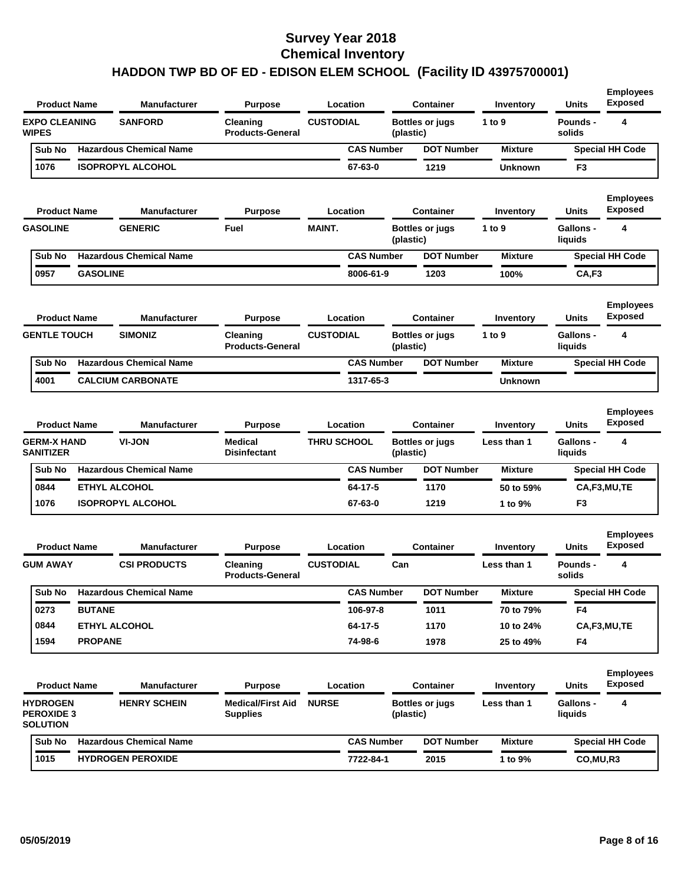# Survey Year 2018
# Chemical Inventory
## HADDON TWP BD OF ED - EDISON ELEM SCHOOL (Facility ID 43975700001)

| Product Name | Manufacturer | Purpose | Location | Container | Inventory | Units | Employees Exposed |
|---|---|---|---|---|---|---|---|
| EXPO CLEANING WIPES | SANFORD | Cleaning Products-General | CUSTODIAL | Bottles or jugs (plastic) | 1 to 9 | Pounds - solids | 4 |

| Sub No | Hazardous Chemical Name | CAS Number | DOT Number | Mixture | Special HH Code |
|---|---|---|---|---|---|
| 1076 | ISOPROPYL ALCOHOL | 67-63-0 | 1219 | Unknown | F3 |

| Product Name | Manufacturer | Purpose | Location | Container | Inventory | Units | Employees Exposed |
|---|---|---|---|---|---|---|---|
| GASOLINE | GENERIC | Fuel | MAINT. | Bottles or jugs (plastic) | 1 to 9 | Gallons - liquids | 4 |

| Sub No | Hazardous Chemical Name | CAS Number | DOT Number | Mixture | Special HH Code |
|---|---|---|---|---|---|
| 0957 | GASOLINE | 8006-61-9 | 1203 | 100% | CA,F3 |

| Product Name | Manufacturer | Purpose | Location | Container | Inventory | Units | Employees Exposed |
|---|---|---|---|---|---|---|---|
| GENTLE TOUCH | SIMONIZ | Cleaning Products-General | CUSTODIAL | Bottles or jugs (plastic) | 1 to 9 | Gallons - liquids | 4 |

| Sub No | Hazardous Chemical Name | CAS Number | DOT Number | Mixture | Special HH Code |
|---|---|---|---|---|---|
| 4001 | CALCIUM CARBONATE | 1317-65-3 | | Unknown | |

| Product Name | Manufacturer | Purpose | Location | Container | Inventory | Units | Employees Exposed |
|---|---|---|---|---|---|---|---|
| GERM-X HAND SANITIZER | VI-JON | Medical Disinfectant | THRU SCHOOL | Bottles or jugs (plastic) | Less than 1 | Gallons - liquids | 4 |

| Sub No | Hazardous Chemical Name | CAS Number | DOT Number | Mixture | Special HH Code |
|---|---|---|---|---|---|
| 0844 | ETHYL ALCOHOL | 64-17-5 | 1170 | 50 to 59% | CA,F3,MU,TE |
| 1076 | ISOPROPYL ALCOHOL | 67-63-0 | 1219 | 1 to 9% | F3 |

| Product Name | Manufacturer | Purpose | Location | Container | Inventory | Units | Employees Exposed |
|---|---|---|---|---|---|---|---|
| GUM AWAY | CSI PRODUCTS | Cleaning Products-General | CUSTODIAL | Can | Less than 1 | Pounds - solids | 4 |

| Sub No | Hazardous Chemical Name | CAS Number | DOT Number | Mixture | Special HH Code |
|---|---|---|---|---|---|
| 0273 | BUTANE | 106-97-8 | 1011 | 70 to 79% | F4 |
| 0844 | ETHYL ALCOHOL | 64-17-5 | 1170 | 10 to 24% | CA,F3,MU,TE |
| 1594 | PROPANE | 74-98-6 | 1978 | 25 to 49% | F4 |

| Product Name | Manufacturer | Purpose | Location | Container | Inventory | Units | Employees Exposed |
|---|---|---|---|---|---|---|---|
| HYDROGEN PEROXIDE 3 SOLUTION | HENRY SCHEIN | Medical/First Aid Supplies | NURSE | Bottles or jugs (plastic) | Less than 1 | Gallons - liquids | 4 |

| Sub No | Hazardous Chemical Name | CAS Number | DOT Number | Mixture | Special HH Code |
|---|---|---|---|---|---|
| 1015 | HYDROGEN PEROXIDE | 7722-84-1 | 2015 | 1 to 9% | CO,MU,R3 |

05/05/2019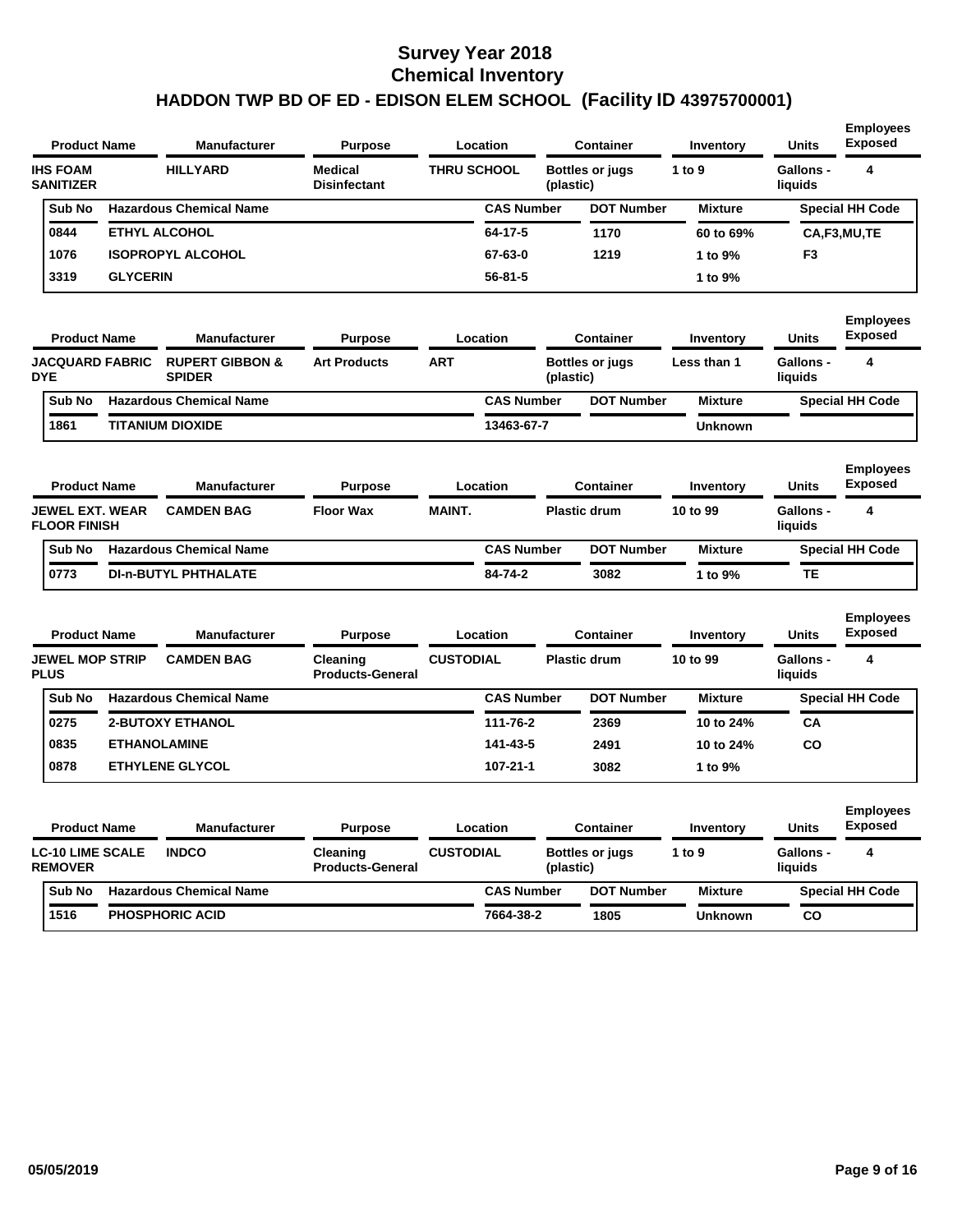# Survey Year 2018
# Chemical Inventory
## HADDON TWP BD OF ED - EDISON ELEM SCHOOL (Facility ID 43975700001)

| Product Name | Manufacturer | Purpose | Location | Container | Inventory | Units | Employees Exposed |
|---|---|---|---|---|---|---|---|
| IHS FOAM SANITIZER | HILLYARD | Medical Disinfectant | THRU SCHOOL | Bottles or jugs (plastic) | 1 to 9 | Gallons - liquids | 4 |

| Sub No | Hazardous Chemical Name | CAS Number | DOT Number | Mixture | Special HH Code |
|---|---|---|---|---|---|
| 0844 | ETHYL ALCOHOL | 64-17-5 | 1170 | 60 to 69% | CA,F3,MU,TE |
| 1076 | ISOPROPYL ALCOHOL | 67-63-0 | 1219 | 1 to 9% | F3 |
| 3319 | GLYCERIN | 56-81-5 | | 1 to 9% | |

| Product Name | Manufacturer | Purpose | Location | Container | Inventory | Units | Employees Exposed |
|---|---|---|---|---|---|---|---|
| JACQUARD FABRIC DYE | RUPERT GIBBON & SPIDER | Art Products | ART | Bottles or jugs (plastic) | Less than 1 | Gallons - liquids | 4 |

| Sub No | Hazardous Chemical Name | CAS Number | DOT Number | Mixture | Special HH Code |
|---|---|---|---|---|---|
| 1861 | TITANIUM DIOXIDE | 13463-67-7 | | Unknown | |

| Product Name | Manufacturer | Purpose | Location | Container | Inventory | Units | Employees Exposed |
|---|---|---|---|---|---|---|---|
| JEWEL EXT. WEAR FLOOR FINISH | CAMDEN BAG | Floor Wax | MAINT. | Plastic drum | 10 to 99 | Gallons - liquids | 4 |

| Sub No | Hazardous Chemical Name | CAS Number | DOT Number | Mixture | Special HH Code |
|---|---|---|---|---|---|
| 0773 | DI-n-BUTYL PHTHALATE | 84-74-2 | 3082 | 1 to 9% | TE |

| Product Name | Manufacturer | Purpose | Location | Container | Inventory | Units | Employees Exposed |
|---|---|---|---|---|---|---|---|
| JEWEL MOP STRIP PLUS | CAMDEN BAG | Cleaning Products-General | CUSTODIAL | Plastic drum | 10 to 99 | Gallons - liquids | 4 |

| Sub No | Hazardous Chemical Name | CAS Number | DOT Number | Mixture | Special HH Code |
|---|---|---|---|---|---|
| 0275 | 2-BUTOXY ETHANOL | 111-76-2 | 2369 | 10 to 24% | CA |
| 0835 | ETHANOLAMINE | 141-43-5 | 2491 | 10 to 24% | CO |
| 0878 | ETHYLENE GLYCOL | 107-21-1 | 3082 | 1 to 9% | |

| Product Name | Manufacturer | Purpose | Location | Container | Inventory | Units | Employees Exposed |
|---|---|---|---|---|---|---|---|
| LC-10 LIME SCALE REMOVER | INDCO | Cleaning Products-General | CUSTODIAL | Bottles or jugs (plastic) | 1 to 9 | Gallons - liquids | 4 |

| Sub No | Hazardous Chemical Name | CAS Number | DOT Number | Mixture | Special HH Code |
|---|---|---|---|---|---|
| 1516 | PHOSPHORIC ACID | 7664-38-2 | 1805 | Unknown | CO |

05/05/2019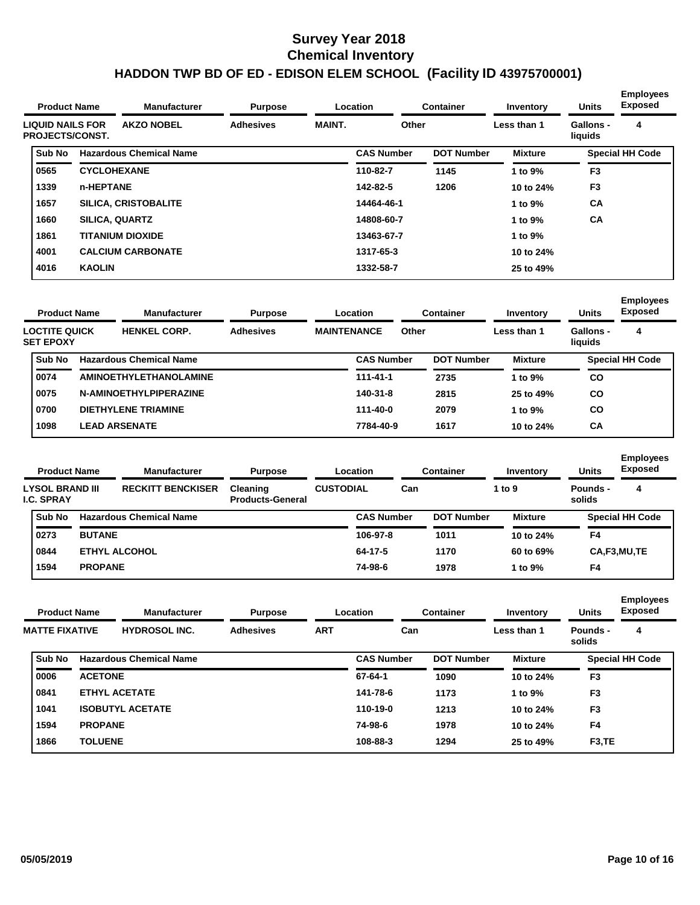# Survey Year 2018
# Chemical Inventory
# HADDON TWP BD OF ED - EDISON ELEM SCHOOL (Facility ID 43975700001)

| Product Name | Manufacturer | Purpose | Location | Container | Inventory | Units | Employees Exposed |
|---|---|---|---|---|---|---|---|
| LIQUID NAILS FOR PROJECTS/CONST. | AKZO NOBEL | Adhesives | MAINT. | Other | Less than 1 | Gallons - liquids | 4 |

| Sub No | Hazardous Chemical Name | CAS Number | DOT Number | Mixture | Special HH Code |
|---|---|---|---|---|---|
| 0565 | CYCLOHEXANE | 110-82-7 | 1145 | 1 to 9% | F3 |
| 1339 | n-HEPTANE | 142-82-5 | 1206 | 10 to 24% | F3 |
| 1657 | SILICA, CRISTOBALITE | 14464-46-1 | | 1 to 9% | CA |
| 1660 | SILICA, QUARTZ | 14808-60-7 | | 1 to 9% | CA |
| 1861 | TITANIUM DIOXIDE | 13463-67-7 | | 1 to 9% | |
| 4001 | CALCIUM CARBONATE | 1317-65-3 | | 10 to 24% | |
| 4016 | KAOLIN | 1332-58-7 | | 25 to 49% | |

| Product Name | Manufacturer | Purpose | Location | Container | Inventory | Units | Employees Exposed |
|---|---|---|---|---|---|---|---|
| LOCTITE QUICK SET EPOXY | HENKEL CORP. | Adhesives | MAINTENANCE | Other | Less than 1 | Gallons - liquids | 4 |

| Sub No | Hazardous Chemical Name | CAS Number | DOT Number | Mixture | Special HH Code |
|---|---|---|---|---|---|
| 0074 | AMINOETHYLETHANOLAMINE | 111-41-1 | 2735 | 1 to 9% | CO |
| 0075 | N-AMINOETHYLPIPERAZINE | 140-31-8 | 2815 | 25 to 49% | CO |
| 0700 | DIETHYLENE TRIAMINE | 111-40-0 | 2079 | 1 to 9% | CO |
| 1098 | LEAD ARSENATE | 7784-40-9 | 1617 | 10 to 24% | CA |

| Product Name | Manufacturer | Purpose | Location | Container | Inventory | Units | Employees Exposed |
|---|---|---|---|---|---|---|---|
| LYSOL BRAND III I.C. SPRAY | RECKITT BENCKISER | Cleaning Products-General | CUSTODIAL | Can | 1 to 9 | Pounds - solids | 4 |

| Sub No | Hazardous Chemical Name | CAS Number | DOT Number | Mixture | Special HH Code |
|---|---|---|---|---|---|
| 0273 | BUTANE | 106-97-8 | 1011 | 10 to 24% | F4 |
| 0844 | ETHYL ALCOHOL | 64-17-5 | 1170 | 60 to 69% | CA,F3,MU,TE |
| 1594 | PROPANE | 74-98-6 | 1978 | 1 to 9% | F4 |

| Product Name | Manufacturer | Purpose | Location | Container | Inventory | Units | Employees Exposed |
|---|---|---|---|---|---|---|---|
| MATTE FIXATIVE | HYDROSOL INC. | Adhesives | ART | Can | Less than 1 | Pounds - solids | 4 |

| Sub No | Hazardous Chemical Name | CAS Number | DOT Number | Mixture | Special HH Code |
|---|---|---|---|---|---|
| 0006 | ACETONE | 67-64-1 | 1090 | 10 to 24% | F3 |
| 0841 | ETHYL ACETATE | 141-78-6 | 1173 | 1 to 9% | F3 |
| 1041 | ISOBUTYL ACETATE | 110-19-0 | 1213 | 10 to 24% | F3 |
| 1594 | PROPANE | 74-98-6 | 1978 | 10 to 24% | F4 |
| 1866 | TOLUENE | 108-88-3 | 1294 | 25 to 49% | F3,TE |

05/05/2019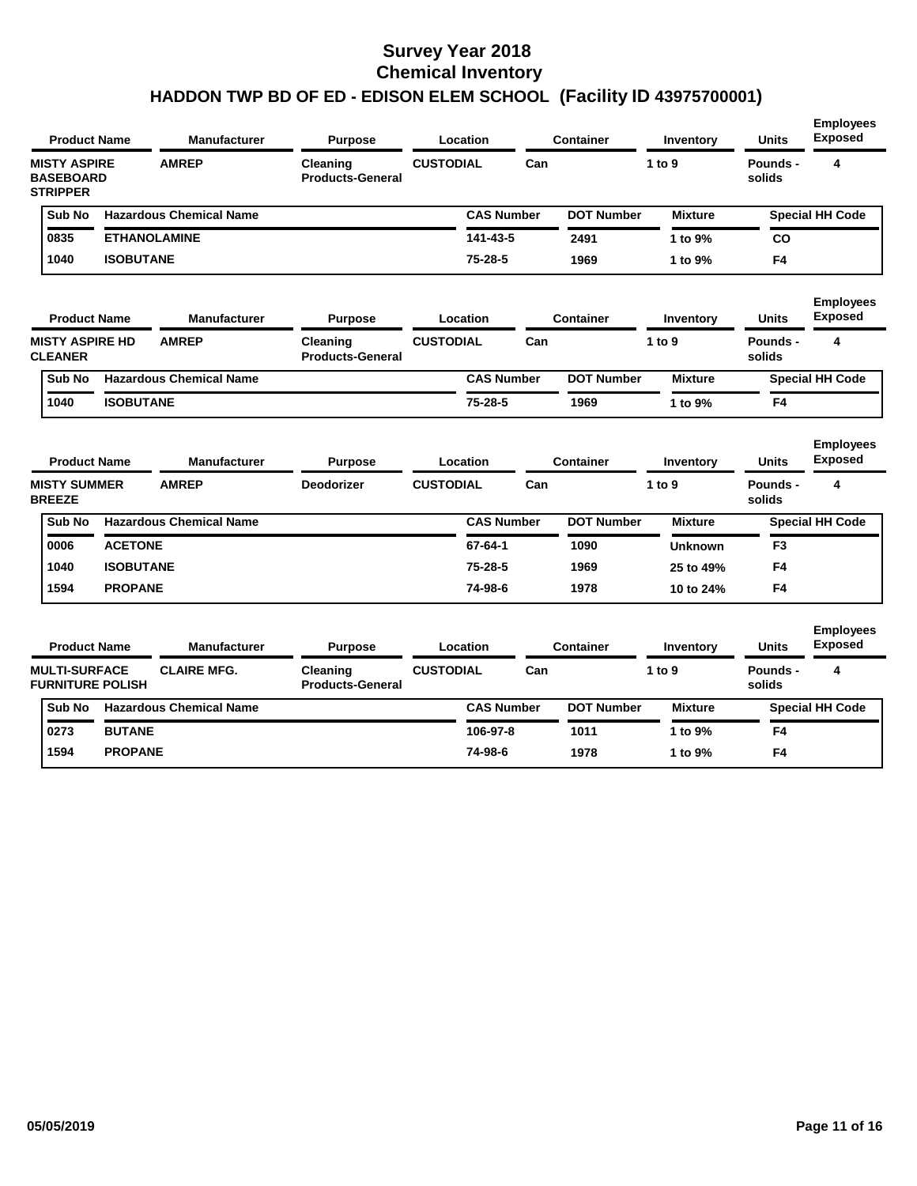# Survey Year 2018
# Chemical Inventory
# HADDON TWP BD OF ED - EDISON ELEM SCHOOL (Facility ID 43975700001)

| Product Name | Manufacturer | Purpose | Location | Container | Inventory | Units | Employees Exposed |
|---|---|---|---|---|---|---|---|
| MISTY ASPIRE BASEBOARD STRIPPER | AMREP | Cleaning Products-General | CUSTODIAL | Can | 1 to 9 | Pounds - solids | 4 |

| Sub No | Hazardous Chemical Name | CAS Number | DOT Number | Mixture | Special HH Code |
|---|---|---|---|---|---|
| 0835 | ETHANOLAMINE | 141-43-5 | 2491 | 1 to 9% | CO |
| 1040 | ISOBUTANE | 75-28-5 | 1969 | 1 to 9% | F4 |

| Product Name | Manufacturer | Purpose | Location | Container | Inventory | Units | Employees Exposed |
|---|---|---|---|---|---|---|---|
| MISTY ASPIRE HD CLEANER | AMREP | Cleaning Products-General | CUSTODIAL | Can | 1 to 9 | Pounds - solids | 4 |

| Sub No | Hazardous Chemical Name | CAS Number | DOT Number | Mixture | Special HH Code |
|---|---|---|---|---|---|
| 1040 | ISOBUTANE | 75-28-5 | 1969 | 1 to 9% | F4 |

| Product Name | Manufacturer | Purpose | Location | Container | Inventory | Units | Employees Exposed |
|---|---|---|---|---|---|---|---|
| MISTY SUMMER BREEZE | AMREP | Deodorizer | CUSTODIAL | Can | 1 to 9 | Pounds - solids | 4 |

| Sub No | Hazardous Chemical Name | CAS Number | DOT Number | Mixture | Special HH Code |
|---|---|---|---|---|---|
| 0006 | ACETONE | 67-64-1 | 1090 | Unknown | F3 |
| 1040 | ISOBUTANE | 75-28-5 | 1969 | 25 to 49% | F4 |
| 1594 | PROPANE | 74-98-6 | 1978 | 10 to 24% | F4 |

| Product Name | Manufacturer | Purpose | Location | Container | Inventory | Units | Employees Exposed |
|---|---|---|---|---|---|---|---|
| MULTI-SURFACE FURNITURE POLISH | CLAIRE MFG. | Cleaning Products-General | CUSTODIAL | Can | 1 to 9 | Pounds - solids | 4 |

| Sub No | Hazardous Chemical Name | CAS Number | DOT Number | Mixture | Special HH Code |
|---|---|---|---|---|---|
| 0273 | BUTANE | 106-97-8 | 1011 | 1 to 9% | F4 |
| 1594 | PROPANE | 74-98-6 | 1978 | 1 to 9% | F4 |

05/05/2019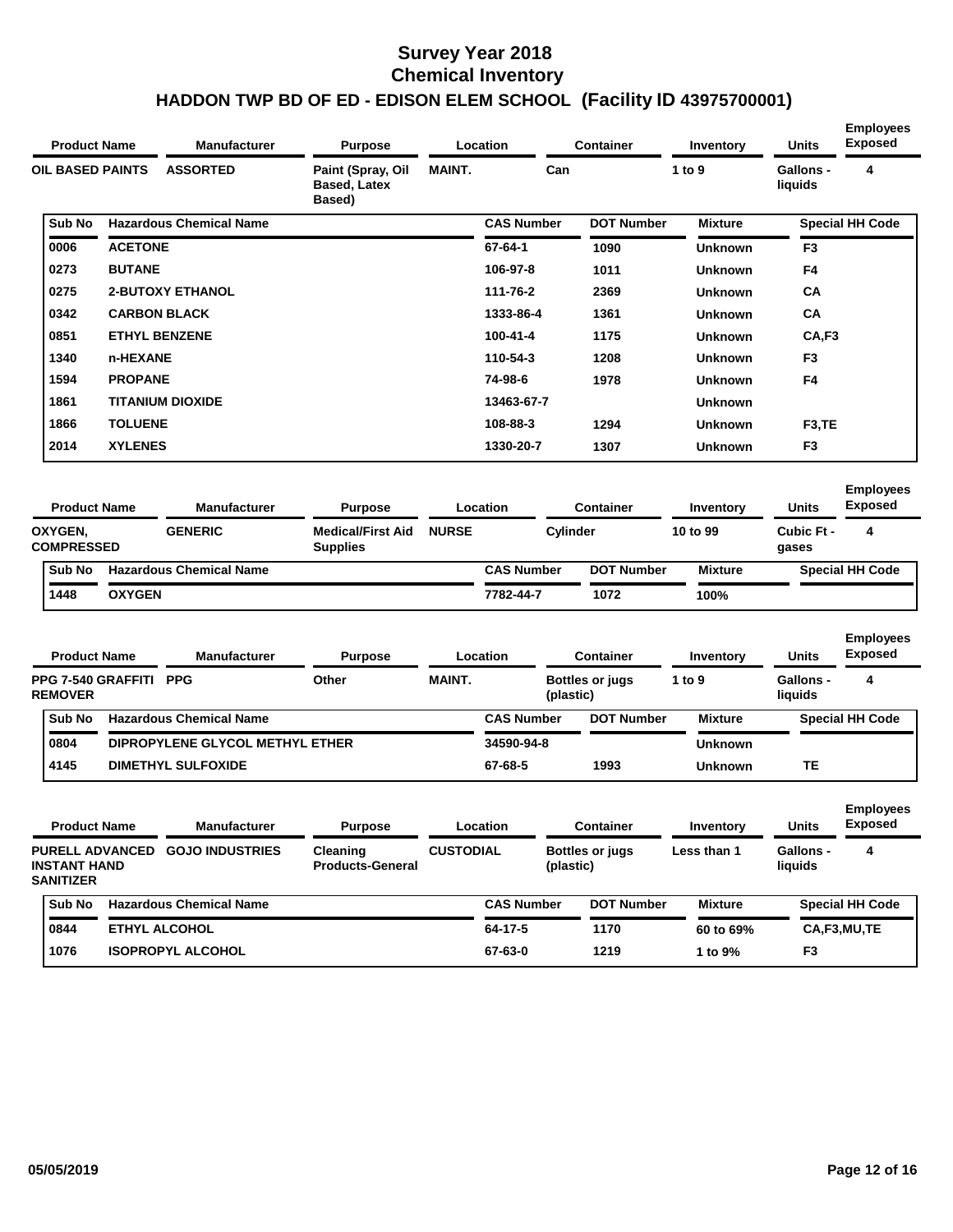# Survey Year 2018
# Chemical Inventory
## HADDON TWP BD OF ED - EDISON ELEM SCHOOL (Facility ID 43975700001)

| Product Name | Manufacturer | Purpose | Location | Container | Inventory | Units | Employees Exposed |
|---|---|---|---|---|---|---|---|
| OIL BASED PAINTS | ASSORTED | Paint (Spray, Oil Based, Latex Based) | MAINT. | Can | 1 to 9 | Gallons - liquids | 4 |

| Sub No | Hazardous Chemical Name | CAS Number | DOT Number | Mixture | Special HH Code |
|---|---|---|---|---|---|
| 0006 | ACETONE | 67-64-1 | 1090 | Unknown | F3 |
| 0273 | BUTANE | 106-97-8 | 1011 | Unknown | F4 |
| 0275 | 2-BUTOXY ETHANOL | 111-76-2 | 2369 | Unknown | CA |
| 0342 | CARBON BLACK | 1333-86-4 | 1361 | Unknown | CA |
| 0851 | ETHYL BENZENE | 100-41-4 | 1175 | Unknown | CA,F3 |
| 1340 | n-HEXANE | 110-54-3 | 1208 | Unknown | F3 |
| 1594 | PROPANE | 74-98-6 | 1978 | Unknown | F4 |
| 1861 | TITANIUM DIOXIDE | 13463-67-7 | | Unknown | |
| 1866 | TOLUENE | 108-88-3 | 1294 | Unknown | F3,TE |
| 2014 | XYLENES | 1330-20-7 | 1307 | Unknown | F3 |

| Product Name | Manufacturer | Purpose | Location | Container | Inventory | Units | Employees Exposed |
|---|---|---|---|---|---|---|---|
| OXYGEN, COMPRESSED | GENERIC | Medical/First Aid Supplies | NURSE | Cylinder | 10 to 99 | Cubic Ft - gases | 4 |

| Sub No | Hazardous Chemical Name | CAS Number | DOT Number | Mixture | Special HH Code |
|---|---|---|---|---|---|
| 1448 | OXYGEN | 7782-44-7 | 1072 | 100% | |

| Product Name | Manufacturer | Purpose | Location | Container | Inventory | Units | Employees Exposed |
|---|---|---|---|---|---|---|---|
| PPG 7-540 GRAFFITI REMOVER | PPG | Other | MAINT. | Bottles or jugs (plastic) | 1 to 9 | Gallons - liquids | 4 |

| Sub No | Hazardous Chemical Name | CAS Number | DOT Number | Mixture | Special HH Code |
|---|---|---|---|---|---|
| 0804 | DIPROPYLENE GLYCOL METHYL ETHER | 34590-94-8 | | Unknown | |
| 4145 | DIMETHYL SULFOXIDE | 67-68-5 | 1993 | Unknown | TE |

| Product Name | Manufacturer | Purpose | Location | Container | Inventory | Units | Employees Exposed |
|---|---|---|---|---|---|---|---|
| PURELL ADVANCED INSTANT HAND SANITIZER | GOJO INDUSTRIES | Cleaning Products-General | CUSTODIAL | Bottles or jugs (plastic) | Less than 1 | Gallons - liquids | 4 |

| Sub No | Hazardous Chemical Name | CAS Number | DOT Number | Mixture | Special HH Code |
|---|---|---|---|---|---|
| 0844 | ETHYL ALCOHOL | 64-17-5 | 1170 | 60 to 69% | CA,F3,MU,TE |
| 1076 | ISOPROPYL ALCOHOL | 67-63-0 | 1219 | 1 to 9% | F3 |

05/05/2019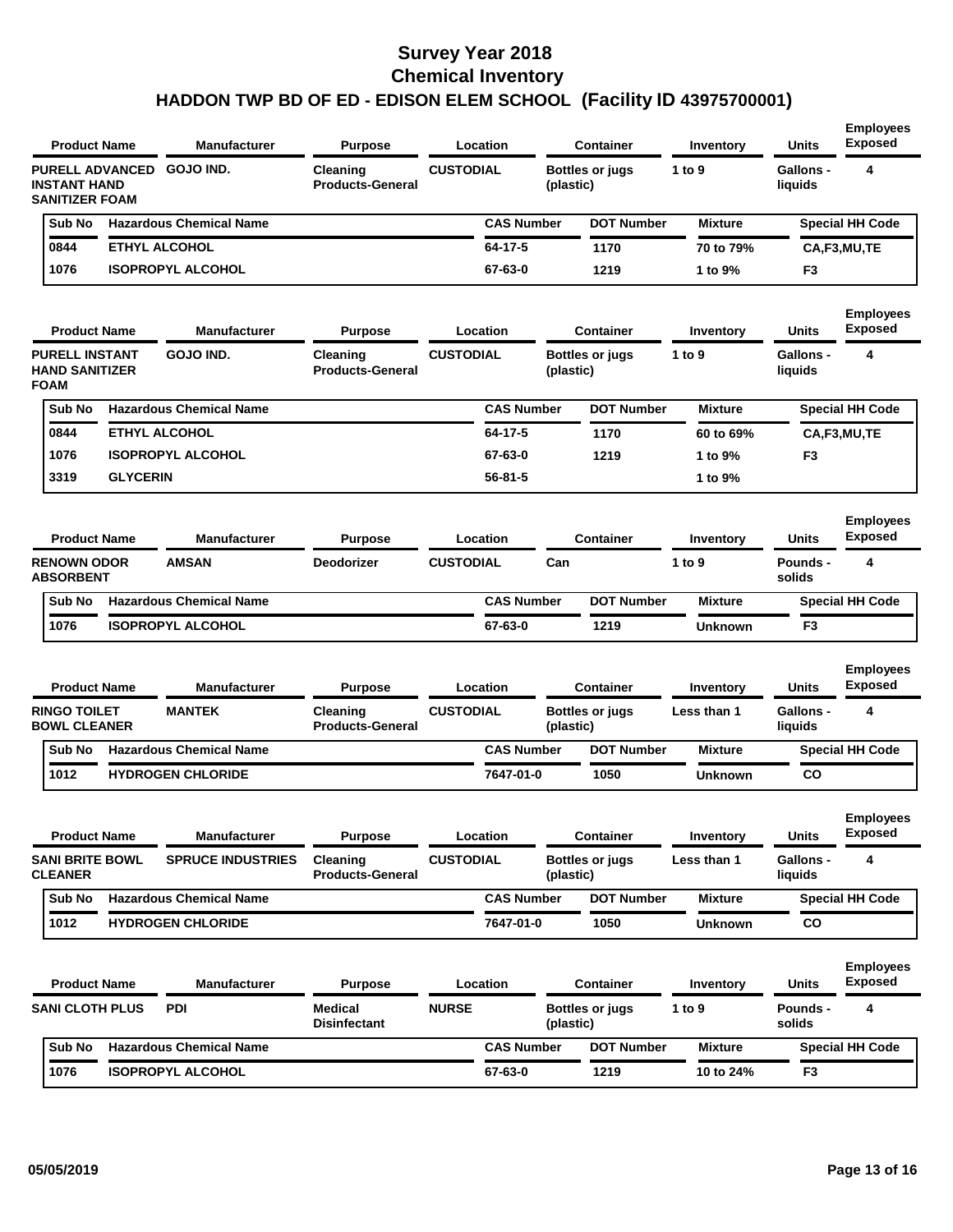# Survey Year 2018
# Chemical Inventory
## HADDON TWP BD OF ED - EDISON ELEM SCHOOL (Facility ID 43975700001)

| Product Name | Manufacturer | Purpose | Location | Container | Inventory | Units | Employees Exposed |
|---|---|---|---|---|---|---|---|
| PURELL ADVANCED INSTANT HAND SANITIZER FOAM | GOJO IND. | Cleaning Products-General | CUSTODIAL | Bottles or jugs (plastic) | 1 to 9 | Gallons - liquids | 4 |

| Sub No | Hazardous Chemical Name | CAS Number | DOT Number | Mixture | Special HH Code |
|---|---|---|---|---|---|
| 0844 | ETHYL ALCOHOL | 64-17-5 | 1170 | 70 to 79% | CA,F3,MU,TE |
| 1076 | ISOPROPYL ALCOHOL | 67-63-0 | 1219 | 1 to 9% | F3 |

| Product Name | Manufacturer | Purpose | Location | Container | Inventory | Units | Employees Exposed |
|---|---|---|---|---|---|---|---|
| PURELL INSTANT HAND SANITIZER FOAM | GOJO IND. | Cleaning Products-General | CUSTODIAL | Bottles or jugs (plastic) | 1 to 9 | Gallons - liquids | 4 |

| Sub No | Hazardous Chemical Name | CAS Number | DOT Number | Mixture | Special HH Code |
|---|---|---|---|---|---|
| 0844 | ETHYL ALCOHOL | 64-17-5 | 1170 | 60 to 69% | CA,F3,MU,TE |
| 1076 | ISOPROPYL ALCOHOL | 67-63-0 | 1219 | 1 to 9% | F3 |
| 3319 | GLYCERIN | 56-81-5 | | 1 to 9% | |

| Product Name | Manufacturer | Purpose | Location | Container | Inventory | Units | Employees Exposed |
|---|---|---|---|---|---|---|---|
| RENOWN ODOR ABSORBENT | AMSAN | Deodorizer | CUSTODIAL | Can | 1 to 9 | Pounds - solids | 4 |

| Sub No | Hazardous Chemical Name | CAS Number | DOT Number | Mixture | Special HH Code |
|---|---|---|---|---|---|
| 1076 | ISOPROPYL ALCOHOL | 67-63-0 | 1219 | Unknown | F3 |

| Product Name | Manufacturer | Purpose | Location | Container | Inventory | Units | Employees Exposed |
|---|---|---|---|---|---|---|---|
| RINGO TOILET BOWL CLEANER | MANTEK | Cleaning Products-General | CUSTODIAL | Bottles or jugs (plastic) | Less than 1 | Gallons - liquids | 4 |

| Sub No | Hazardous Chemical Name | CAS Number | DOT Number | Mixture | Special HH Code |
|---|---|---|---|---|---|
| 1012 | HYDROGEN CHLORIDE | 7647-01-0 | 1050 | Unknown | CO |

| Product Name | Manufacturer | Purpose | Location | Container | Inventory | Units | Employees Exposed |
|---|---|---|---|---|---|---|---|
| SANI BRITE BOWL CLEANER | SPRUCE INDUSTRIES | Cleaning Products-General | CUSTODIAL | Bottles or jugs (plastic) | Less than 1 | Gallons - liquids | 4 |

| Sub No | Hazardous Chemical Name | CAS Number | DOT Number | Mixture | Special HH Code |
|---|---|---|---|---|---|
| 1012 | HYDROGEN CHLORIDE | 7647-01-0 | 1050 | Unknown | CO |

| Product Name | Manufacturer | Purpose | Location | Container | Inventory | Units | Employees Exposed |
|---|---|---|---|---|---|---|---|
| SANI CLOTH PLUS | PDI | Medical Disinfectant | NURSE | Bottles or jugs (plastic) | 1 to 9 | Pounds - solids | 4 |

| Sub No | Hazardous Chemical Name | CAS Number | DOT Number | Mixture | Special HH Code |
|---|---|---|---|---|---|
| 1076 | ISOPROPYL ALCOHOL | 67-63-0 | 1219 | 10 to 24% | F3 |

05/05/2019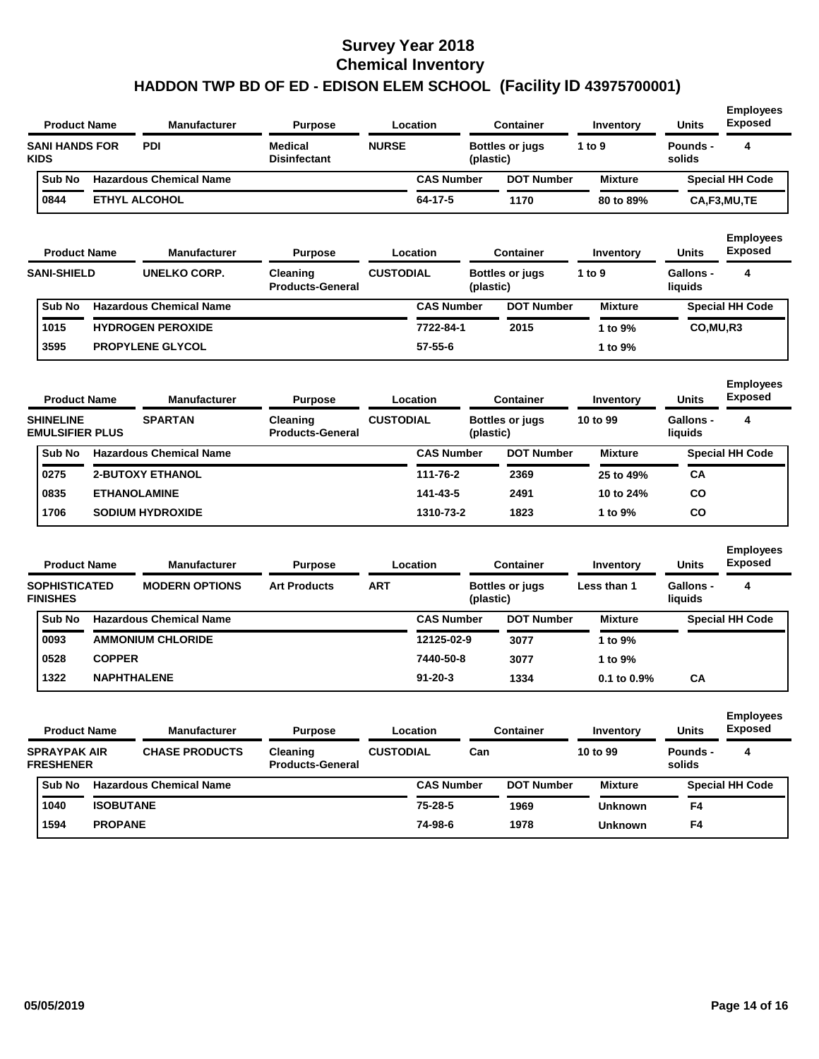# Survey Year 2018
# Chemical Inventory
## HADDON TWP BD OF ED - EDISON ELEM SCHOOL (Facility ID 43975700001)

| Product Name | Manufacturer | Purpose | Location | Container | Inventory | Units | Employees Exposed |
|---|---|---|---|---|---|---|---|
| SANI HANDS FOR KIDS | PDI | Medical Disinfectant | NURSE | Bottles or jugs (plastic) | 1 to 9 | Pounds - solids | 4 |

| Sub No | Hazardous Chemical Name | CAS Number | DOT Number | Mixture | Special HH Code |
|---|---|---|---|---|---|
| 0844 | ETHYL ALCOHOL | 64-17-5 | 1170 | 80 to 89% | CA,F3,MU,TE |

| Product Name | Manufacturer | Purpose | Location | Container | Inventory | Units | Employees Exposed |
|---|---|---|---|---|---|---|---|
| SANI-SHIELD | UNELKO CORP. | Cleaning Products-General | CUSTODIAL | Bottles or jugs (plastic) | 1 to 9 | Gallons - liquids | 4 |

| Sub No | Hazardous Chemical Name | CAS Number | DOT Number | Mixture | Special HH Code |
|---|---|---|---|---|---|
| 1015 | HYDROGEN PEROXIDE | 7722-84-1 | 2015 | 1 to 9% | CO,MU,R3 |
| 3595 | PROPYLENE GLYCOL | 57-55-6 | | 1 to 9% | |

| Product Name | Manufacturer | Purpose | Location | Container | Inventory | Units | Employees Exposed |
|---|---|---|---|---|---|---|---|
| SHINELINE EMULSIFIER PLUS | SPARTAN | Cleaning Products-General | CUSTODIAL | Bottles or jugs (plastic) | 10 to 99 | Gallons - liquids | 4 |

| Sub No | Hazardous Chemical Name | CAS Number | DOT Number | Mixture | Special HH Code |
|---|---|---|---|---|---|
| 0275 | 2-BUTOXY ETHANOL | 111-76-2 | 2369 | 25 to 49% | CA |
| 0835 | ETHANOLAMINE | 141-43-5 | 2491 | 10 to 24% | CO |
| 1706 | SODIUM HYDROXIDE | 1310-73-2 | 1823 | 1 to 9% | CO |

| Product Name | Manufacturer | Purpose | Location | Container | Inventory | Units | Employees Exposed |
|---|---|---|---|---|---|---|---|
| SOPHISTICATED FINISHES | MODERN OPTIONS | Art Products | ART | Bottles or jugs (plastic) | Less than 1 | Gallons - liquids | 4 |

| Sub No | Hazardous Chemical Name | CAS Number | DOT Number | Mixture | Special HH Code |
|---|---|---|---|---|---|
| 0093 | AMMONIUM CHLORIDE | 12125-02-9 | 3077 | 1 to 9% | |
| 0528 | COPPER | 7440-50-8 | 3077 | 1 to 9% | |
| 1322 | NAPHTHALENE | 91-20-3 | 1334 | 0.1 to 0.9% | CA |

| Product Name | Manufacturer | Purpose | Location | Container | Inventory | Units | Employees Exposed |
|---|---|---|---|---|---|---|---|
| SPRAYPAK AIR FRESHENER | CHASE PRODUCTS | Cleaning Products-General | CUSTODIAL | Can | 10 to 99 | Pounds - solids | 4 |

| Sub No | Hazardous Chemical Name | CAS Number | DOT Number | Mixture | Special HH Code |
|---|---|---|---|---|---|
| 1040 | ISOBUTANE | 75-28-5 | 1969 | Unknown | F4 |
| 1594 | PROPANE | 74-98-6 | 1978 | Unknown | F4 |

05/05/2019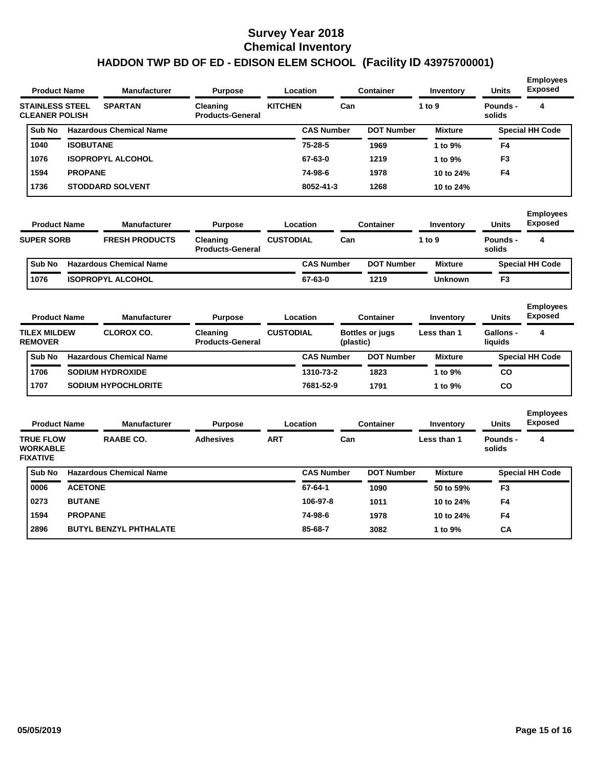# Survey Year 2018
# Chemical Inventory
# HADDON TWP BD OF ED - EDISON ELEM SCHOOL (Facility ID 43975700001)

| Product Name | Manufacturer | Purpose | Location | Container | Inventory | Units | Employees Exposed |
|---|---|---|---|---|---|---|---|
| STAINLESS STEEL CLEANER POLISH | SPARTAN | Cleaning Products-General | KITCHEN | Can | 1 to 9 | Pounds - solids | 4 |

| Sub No | Hazardous Chemical Name | CAS Number | DOT Number | Mixture | Special HH Code |
|---|---|---|---|---|---|
| 1040 | ISOBUTANE | 75-28-5 | 1969 | 1 to 9% | F4 |
| 1076 | ISOPROPYL ALCOHOL | 67-63-0 | 1219 | 1 to 9% | F3 |
| 1594 | PROPANE | 74-98-6 | 1978 | 10 to 24% | F4 |
| 1736 | STODDARD SOLVENT | 8052-41-3 | 1268 | 10 to 24% | |

| Product Name | Manufacturer | Purpose | Location | Container | Inventory | Units | Employees Exposed |
|---|---|---|---|---|---|---|---|
| SUPER SORB | FRESH PRODUCTS | Cleaning Products-General | CUSTODIAL | Can | 1 to 9 | Pounds - solids | 4 |

| Sub No | Hazardous Chemical Name | CAS Number | DOT Number | Mixture | Special HH Code |
|---|---|---|---|---|---|
| 1076 | ISOPROPYL ALCOHOL | 67-63-0 | 1219 | Unknown | F3 |

| Product Name | Manufacturer | Purpose | Location | Container | Inventory | Units | Employees Exposed |
|---|---|---|---|---|---|---|---|
| TILEX MILDEW REMOVER | CLOROX CO. | Cleaning Products-General | CUSTODIAL | Bottles or jugs (plastic) | Less than 1 | Gallons - liquids | 4 |

| Sub No | Hazardous Chemical Name | CAS Number | DOT Number | Mixture | Special HH Code |
|---|---|---|---|---|---|
| 1706 | SODIUM HYDROXIDE | 1310-73-2 | 1823 | 1 to 9% | CO |
| 1707 | SODIUM HYPOCHLORITE | 7681-52-9 | 1791 | 1 to 9% | CO |

| Product Name | Manufacturer | Purpose | Location | Container | Inventory | Units | Employees Exposed |
|---|---|---|---|---|---|---|---|
| TRUE FLOW WORKABLE FIXATIVE | RAABE CO. | Adhesives | ART | Can | Less than 1 | Pounds - solids | 4 |

| Sub No | Hazardous Chemical Name | CAS Number | DOT Number | Mixture | Special HH Code |
|---|---|---|---|---|---|
| 0006 | ACETONE | 67-64-1 | 1090 | 50 to 59% | F3 |
| 0273 | BUTANE | 106-97-8 | 1011 | 10 to 24% | F4 |
| 1594 | PROPANE | 74-98-6 | 1978 | 10 to 24% | F4 |
| 2896 | BUTYL BENZYL PHTHALATE | 85-68-7 | 3082 | 1 to 9% | CA |

05/05/2019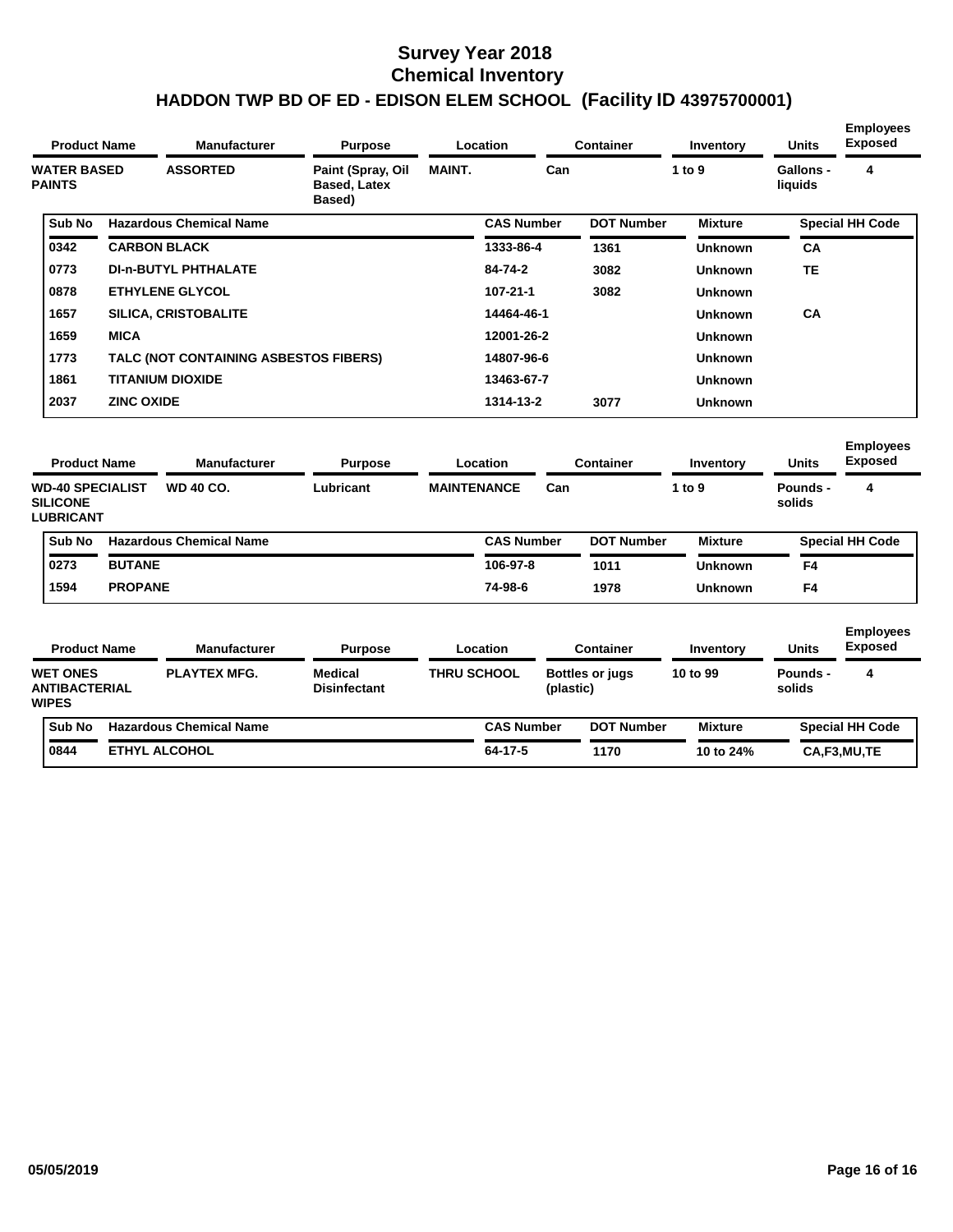# Survey Year 2018
# Chemical Inventory
## HADDON TWP BD OF ED - EDISON ELEM SCHOOL (Facility ID 43975700001)

| Product Name | Manufacturer | Purpose | Location | Container | Inventory | Units | Employees Exposed |
|---|---|---|---|---|---|---|---|
| WATER BASED PAINTS | ASSORTED | Paint (Spray, Oil Based, Latex Based) | MAINT. | Can | 1 to 9 | Gallons - liquids | 4 |

| Sub No | Hazardous Chemical Name | CAS Number | DOT Number | Mixture | Special HH Code |
|---|---|---|---|---|---|
| 0342 | CARBON BLACK | 1333-86-4 | 1361 | Unknown | CA |
| 0773 | DI-n-BUTYL PHTHALATE | 84-74-2 | 3082 | Unknown | TE |
| 0878 | ETHYLENE GLYCOL | 107-21-1 | 3082 | Unknown | |
| 1657 | SILICA, CRISTOBALITE | 14464-46-1 | | Unknown | CA |
| 1659 | MICA | 12001-26-2 | | Unknown | |
| 1773 | TALC (NOT CONTAINING ASBESTOS FIBERS) | 14807-96-6 | | Unknown | |
| 1861 | TITANIUM DIOXIDE | 13463-67-7 | | Unknown | |
| 2037 | ZINC OXIDE | 1314-13-2 | 3077 | Unknown | |

| Product Name | Manufacturer | Purpose | Location | Container | Inventory | Units | Employees Exposed |
|---|---|---|---|---|---|---|---|
| WD-40 SPECIALIST SILICONE LUBRICANT | WD 40 CO. | Lubricant | MAINTENANCE | Can | 1 to 9 | Pounds - solids | 4 |

| Sub No | Hazardous Chemical Name | CAS Number | DOT Number | Mixture | Special HH Code |
|---|---|---|---|---|---|
| 0273 | BUTANE | 106-97-8 | 1011 | Unknown | F4 |
| 1594 | PROPANE | 74-98-6 | 1978 | Unknown | F4 |

| Product Name | Manufacturer | Purpose | Location | Container | Inventory | Units | Employees Exposed |
|---|---|---|---|---|---|---|---|
| WET ONES ANTIBACTERIAL WIPES | PLAYTEX MFG. | Medical Disinfectant | THRU SCHOOL | Bottles or jugs (plastic) | 10 to 99 | Pounds - solids | 4 |

| Sub No | Hazardous Chemical Name | CAS Number | DOT Number | Mixture | Special HH Code |
|---|---|---|---|---|---|
| 0844 | ETHYL ALCOHOL | 64-17-5 | 1170 | 10 to 24% | CA,F3,MU,TE |

05/05/2019